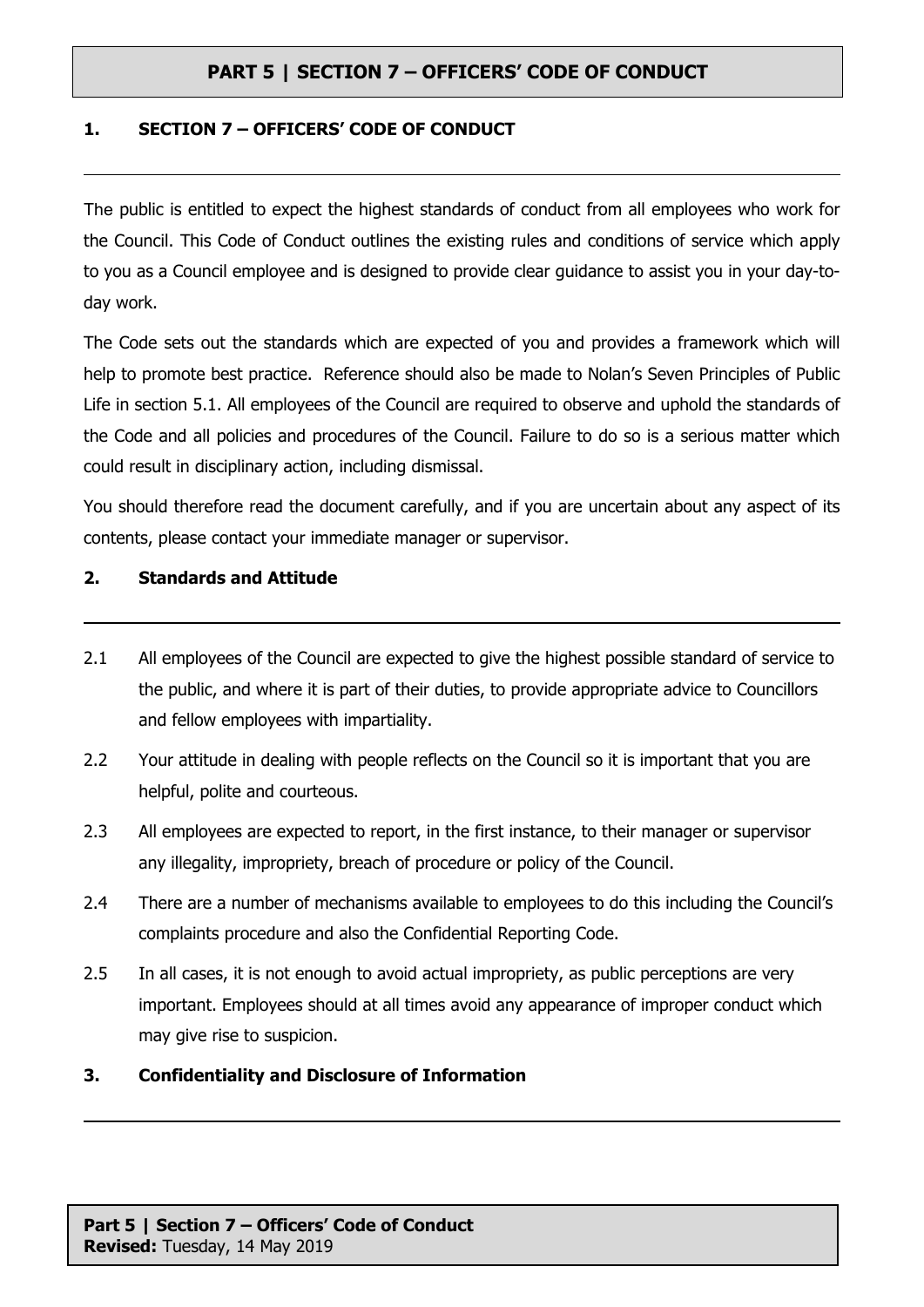# PART 5 | SECTION 7 – OFFICERS' CODE OF CONDUCT

## 1. SECTION 7 – OFFICERS' CODE OF CONDUCT

The public is entitled to expect the highest standards of conduct from all employees who work for the Council. This Code of Conduct outlines the existing rules and conditions of service which apply to you as a Council employee and is designed to provide clear guidance to assist you in your day-to-day work.

The Code sets out the standards which are expected of you and provides a framework which will help to promote best practice. Reference should also be made to Nolan's Seven Principles of Public Life in section 5.1. All employees of the Council are required to observe and uphold the standards of the Code and all policies and procedures of the Council. Failure to do so is a serious matter which could result in disciplinary action, including dismissal.

You should therefore read the document carefully, and if you are uncertain about any aspect of its contents, please contact your immediate manager or supervisor.

## 2. Standards and Attitude

2.1 All employees of the Council are expected to give the highest possible standard of service to the public, and where it is part of their duties, to provide appropriate advice to Councillors and fellow employees with impartiality.

2.2 Your attitude in dealing with people reflects on the Council so it is important that you are helpful, polite and courteous.

2.3 All employees are expected to report, in the first instance, to their manager or supervisor any illegality, impropriety, breach of procedure or policy of the Council.

2.4 There are a number of mechanisms available to employees to do this including the Council's complaints procedure and also the Confidential Reporting Code.

2.5 In all cases, it is not enough to avoid actual impropriety, as public perceptions are very important. Employees should at all times avoid any appearance of improper conduct which may give rise to suspicion.

## 3. Confidentiality and Disclosure of Information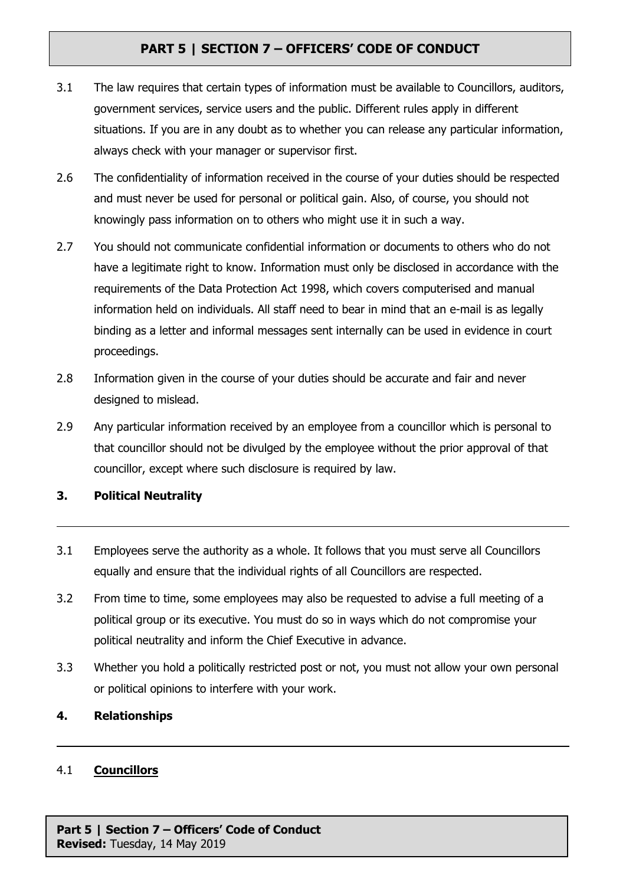3.1 The law requires that certain types of information must be available to Councillors, auditors, government services, service users and the public. Different rules apply in different situations. If you are in any doubt as to whether you can release any particular information, always check with your manager or supervisor first.

2.6 The confidentiality of information received in the course of your duties should be respected and must never be used for personal or political gain. Also, of course, you should not knowingly pass information on to others who might use it in such a way.

2.7 You should not communicate confidential information or documents to others who do not have a legitimate right to know. Information must only be disclosed in accordance with the requirements of the Data Protection Act 1998, which covers computerised and manual information held on individuals. All staff need to bear in mind that an e-mail is as legally binding as a letter and informal messages sent internally can be used in evidence in court proceedings.

2.8 Information given in the course of your duties should be accurate and fair and never designed to mislead.

2.9 Any particular information received by an employee from a councillor which is personal to that councillor should not be divulged by the employee without the prior approval of that councillor, except where such disclosure is required by law.

## 3. Political Neutrality

3.1 Employees serve the authority as a whole. It follows that you must serve all Councillors equally and ensure that the individual rights of all Councillors are respected.

3.2 From time to time, some employees may also be requested to advise a full meeting of a political group or its executive. You must do so in ways which do not compromise your political neutrality and inform the Chief Executive in advance.

3.3 Whether you hold a politically restricted post or not, you must not allow your own personal or political opinions to interfere with your work.

## 4. Relationships

4.1 **Councillors**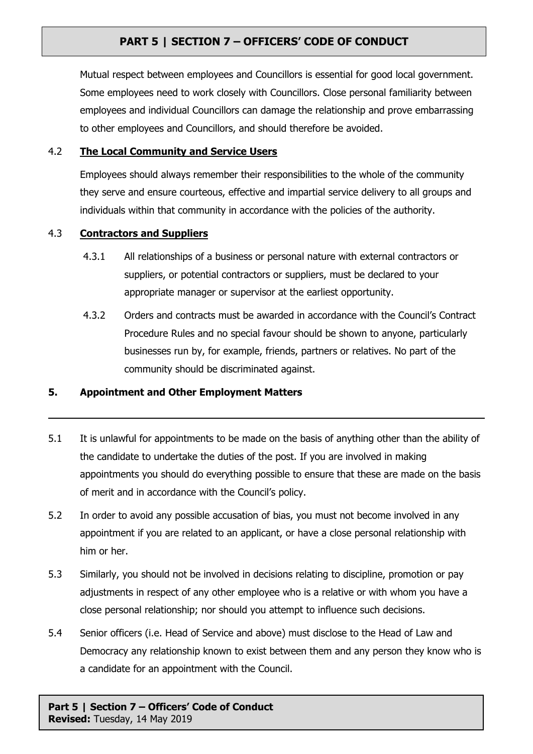Mutual respect between employees and Councillors is essential for good local government. Some employees need to work closely with Councillors. Close personal familiarity between employees and individual Councillors can damage the relationship and prove embarrassing to other employees and Councillors, and should therefore be avoided.

### 4.2 The Local Community and Service Users

Employees should always remember their responsibilities to the whole of the community they serve and ensure courteous, effective and impartial service delivery to all groups and individuals within that community in accordance with the policies of the authority.

### 4.3 Contractors and Suppliers

4.3.1 All relationships of a business or personal nature with external contractors or suppliers, or potential contractors or suppliers, must be declared to your appropriate manager or supervisor at the earliest opportunity.

4.3.2 Orders and contracts must be awarded in accordance with the Council's Contract Procedure Rules and no special favour should be shown to anyone, particularly businesses run by, for example, friends, partners or relatives. No part of the community should be discriminated against.

## 5. Appointment and Other Employment Matters

5.1 It is unlawful for appointments to be made on the basis of anything other than the ability of the candidate to undertake the duties of the post. If you are involved in making appointments you should do everything possible to ensure that these are made on the basis of merit and in accordance with the Council's policy.

5.2 In order to avoid any possible accusation of bias, you must not become involved in any appointment if you are related to an applicant, or have a close personal relationship with him or her.

5.3 Similarly, you should not be involved in decisions relating to discipline, promotion or pay adjustments in respect of any other employee who is a relative or with whom you have a close personal relationship; nor should you attempt to influence such decisions.

5.4 Senior officers (i.e. Head of Service and above) must disclose to the Head of Law and Democracy any relationship known to exist between them and any person they know who is a candidate for an appointment with the Council.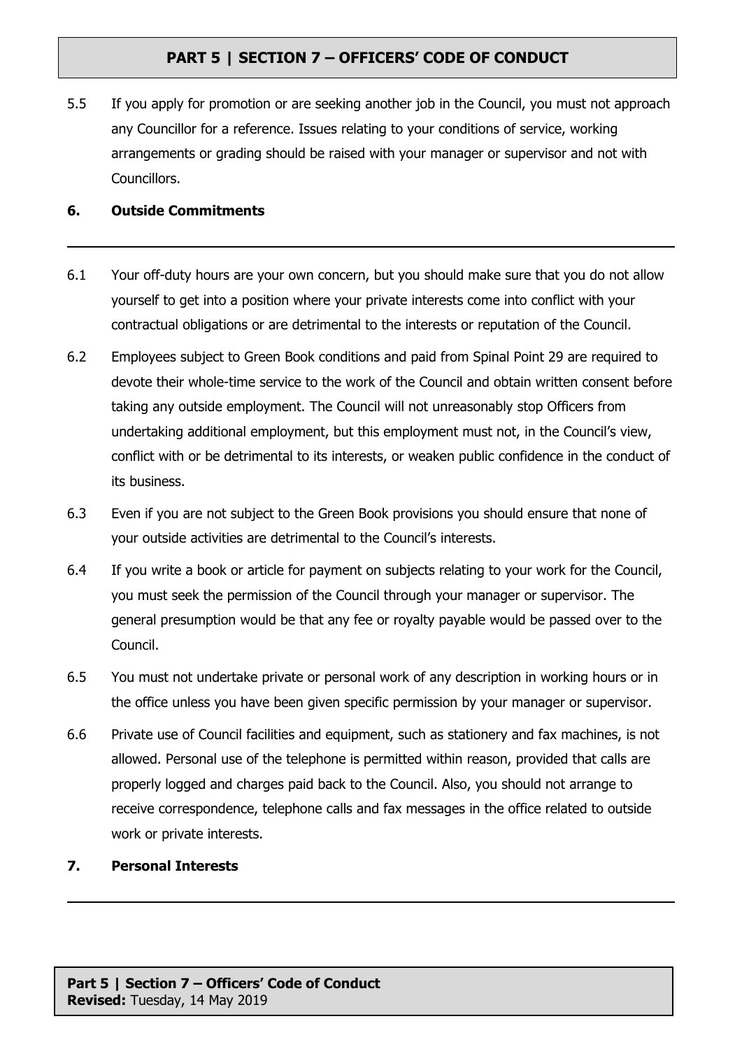5.5 If you apply for promotion or are seeking another job in the Council, you must not approach any Councillor for a reference. Issues relating to your conditions of service, working arrangements or grading should be raised with your manager or supervisor and not with Councillors.

## 6. Outside Commitments

6.1 Your off-duty hours are your own concern, but you should make sure that you do not allow yourself to get into a position where your private interests come into conflict with your contractual obligations or are detrimental to the interests or reputation of the Council.

6.2 Employees subject to Green Book conditions and paid from Spinal Point 29 are required to devote their whole-time service to the work of the Council and obtain written consent before taking any outside employment. The Council will not unreasonably stop Officers from undertaking additional employment, but this employment must not, in the Council's view, conflict with or be detrimental to its interests, or weaken public confidence in the conduct of its business.

6.3 Even if you are not subject to the Green Book provisions you should ensure that none of your outside activities are detrimental to the Council's interests.

6.4 If you write a book or article for payment on subjects relating to your work for the Council, you must seek the permission of the Council through your manager or supervisor. The general presumption would be that any fee or royalty payable would be passed over to the Council.

6.5 You must not undertake private or personal work of any description in working hours or in the office unless you have been given specific permission by your manager or supervisor.

6.6 Private use of Council facilities and equipment, such as stationery and fax machines, is not allowed. Personal use of the telephone is permitted within reason, provided that calls are properly logged and charges paid back to the Council. Also, you should not arrange to receive correspondence, telephone calls and fax messages in the office related to outside work or private interests.

## 7. Personal Interests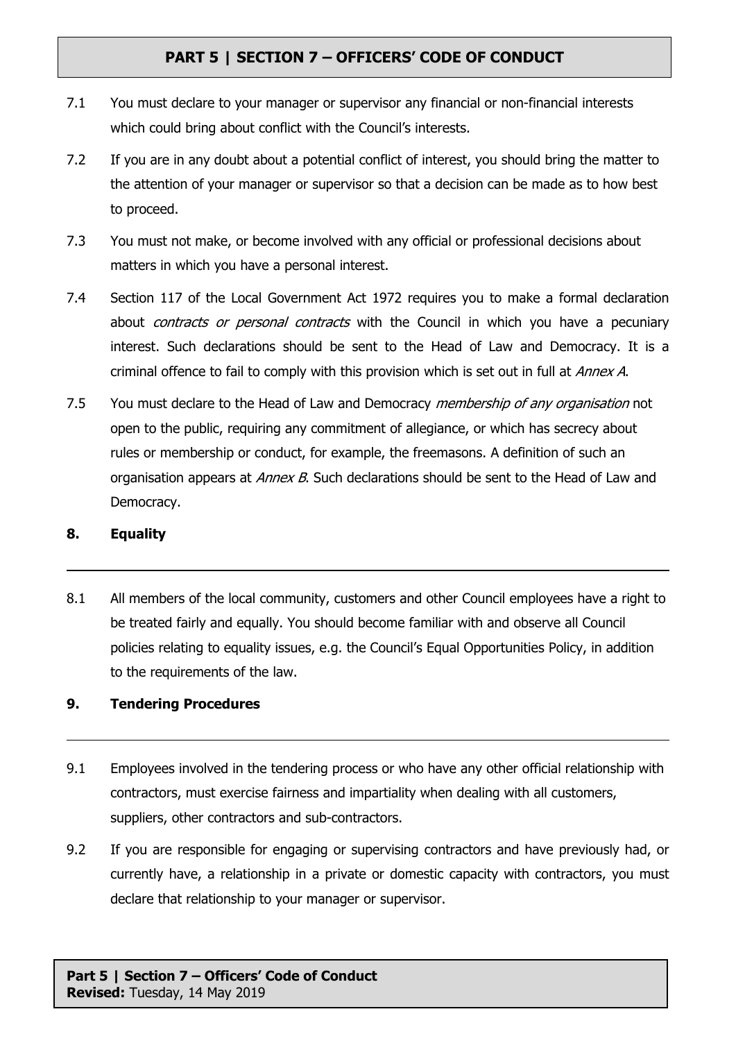7.1 You must declare to your manager or supervisor any financial or non-financial interests which could bring about conflict with the Council's interests.

7.2 If you are in any doubt about a potential conflict of interest, you should bring the matter to the attention of your manager or supervisor so that a decision can be made as to how best to proceed.

7.3 You must not make, or become involved with any official or professional decisions about matters in which you have a personal interest.

7.4 Section 117 of the Local Government Act 1972 requires you to make a formal declaration about *contracts or personal contracts* with the Council in which you have a pecuniary interest. Such declarations should be sent to the Head of Law and Democracy. It is a criminal offence to fail to comply with this provision which is set out in full at *Annex A*.

7.5 You must declare to the Head of Law and Democracy *membership of any organisation* not open to the public, requiring any commitment of allegiance, or which has secrecy about rules or membership or conduct, for example, the freemasons. A definition of such an organisation appears at *Annex B*. Such declarations should be sent to the Head of Law and Democracy.

## 8. Equality

8.1 All members of the local community, customers and other Council employees have a right to be treated fairly and equally. You should become familiar with and observe all Council policies relating to equality issues, e.g. the Council's Equal Opportunities Policy, in addition to the requirements of the law.

## 9. Tendering Procedures

9.1 Employees involved in the tendering process or who have any other official relationship with contractors, must exercise fairness and impartiality when dealing with all customers, suppliers, other contractors and sub-contractors.

9.2 If you are responsible for engaging or supervising contractors and have previously had, or currently have, a relationship in a private or domestic capacity with contractors, you must declare that relationship to your manager or supervisor.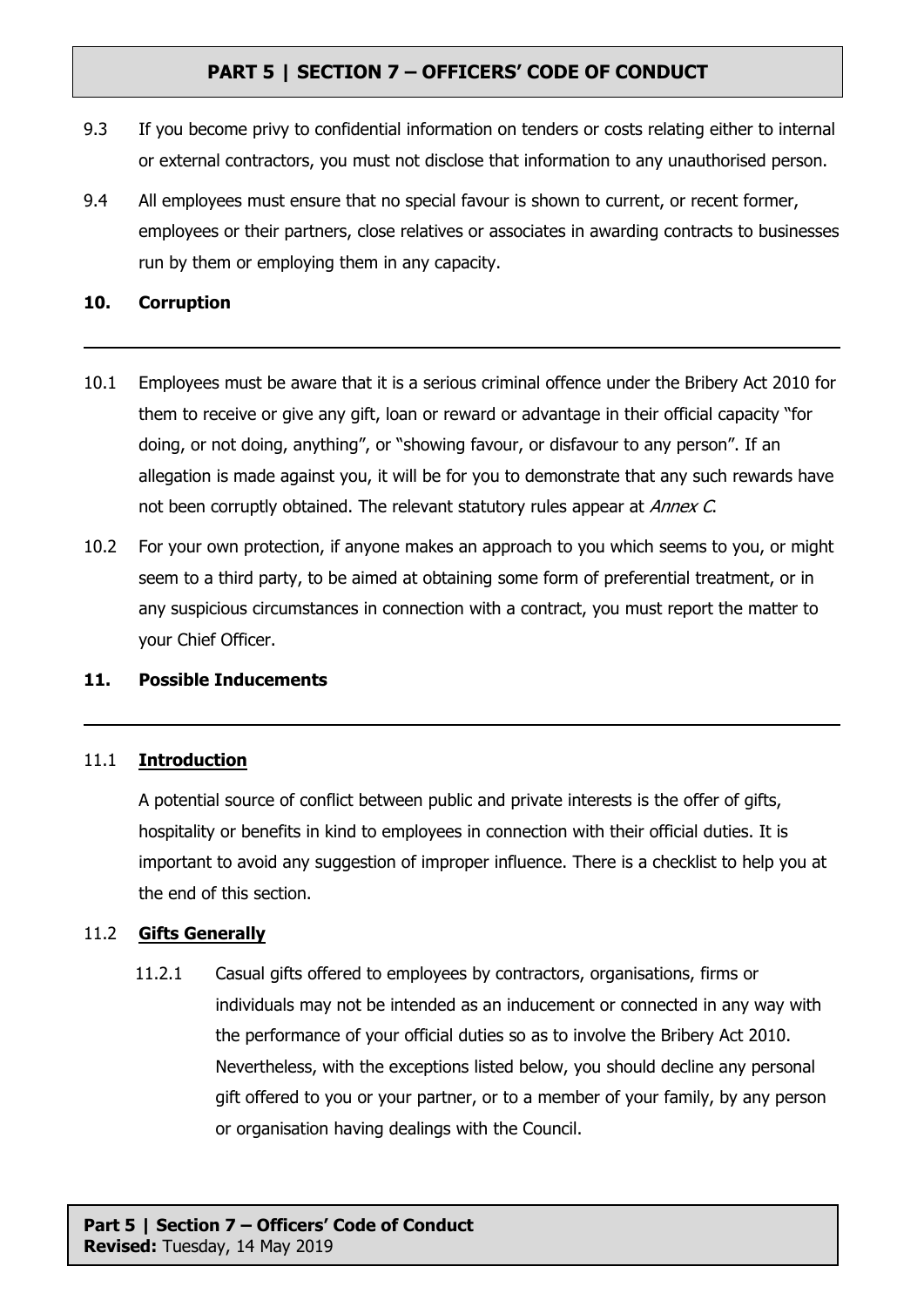9.3 If you become privy to confidential information on tenders or costs relating either to internal or external contractors, you must not disclose that information to any unauthorised person.

9.4 All employees must ensure that no special favour is shown to current, or recent former, employees or their partners, close relatives or associates in awarding contracts to businesses run by them or employing them in any capacity.

## 10. Corruption

10.1 Employees must be aware that it is a serious criminal offence under the Bribery Act 2010 for them to receive or give any gift, loan or reward or advantage in their official capacity "for doing, or not doing, anything", or "showing favour, or disfavour to any person". If an allegation is made against you, it will be for you to demonstrate that any such rewards have not been corruptly obtained. The relevant statutory rules appear at *Annex C*.

10.2 For your own protection, if anyone makes an approach to you which seems to you, or might seem to a third party, to be aimed at obtaining some form of preferential treatment, or in any suspicious circumstances in connection with a contract, you must report the matter to your Chief Officer.

## 11. Possible Inducements

### 11.1 Introduction

A potential source of conflict between public and private interests is the offer of gifts, hospitality or benefits in kind to employees in connection with their official duties. It is important to avoid any suggestion of improper influence. There is a checklist to help you at the end of this section.

### 11.2 Gifts Generally

11.2.1 Casual gifts offered to employees by contractors, organisations, firms or individuals may not be intended as an inducement or connected in any way with the performance of your official duties so as to involve the Bribery Act 2010. Nevertheless, with the exceptions listed below, you should decline any personal gift offered to you or your partner, or to a member of your family, by any person or organisation having dealings with the Council.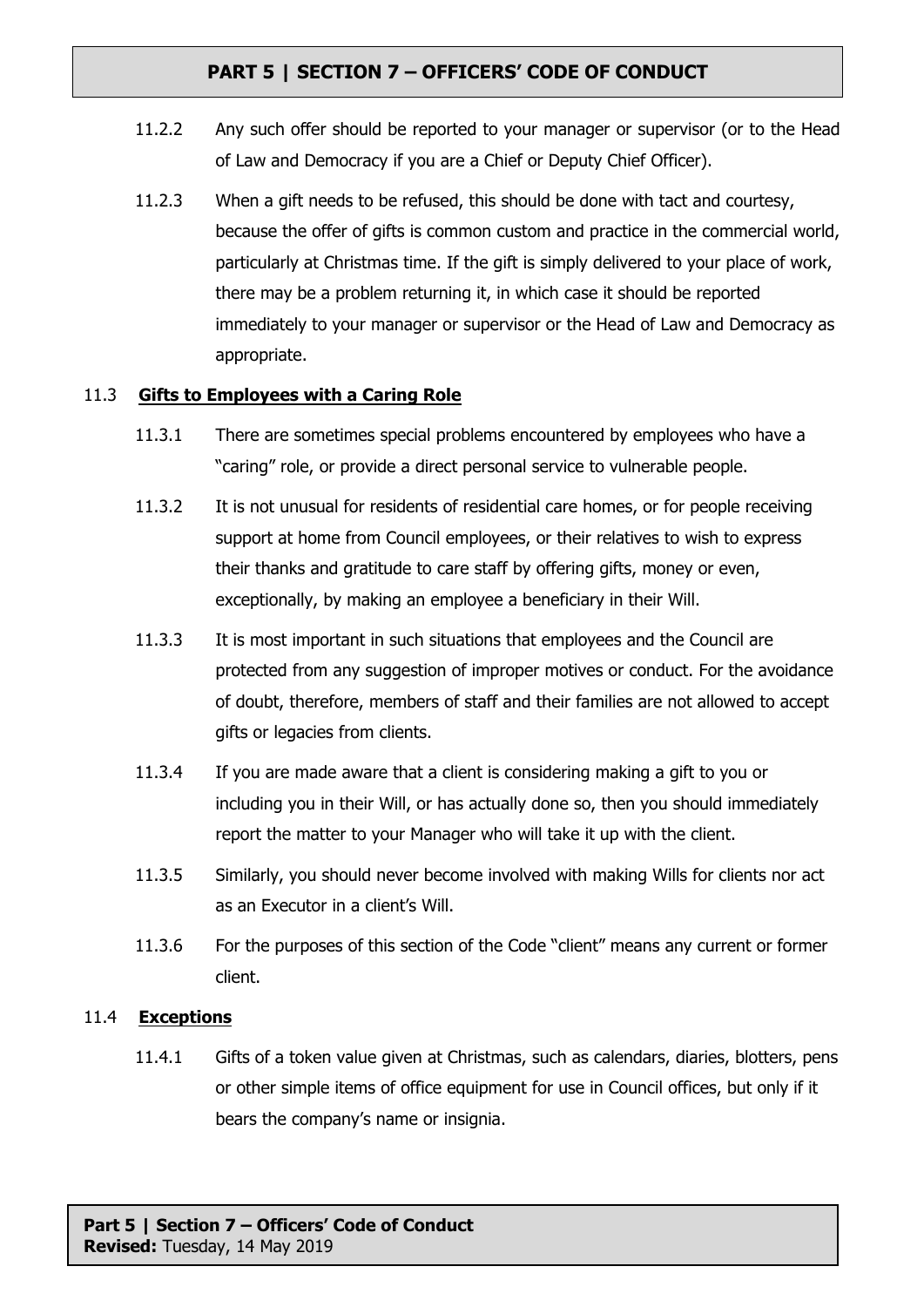11.2.2 Any such offer should be reported to your manager or supervisor (or to the Head of Law and Democracy if you are a Chief or Deputy Chief Officer).

11.2.3 When a gift needs to be refused, this should be done with tact and courtesy, because the offer of gifts is common custom and practice in the commercial world, particularly at Christmas time. If the gift is simply delivered to your place of work, there may be a problem returning it, in which case it should be reported immediately to your manager or supervisor or the Head of Law and Democracy as appropriate.

### 11.3 **Gifts to Employees with a Caring Role**

11.3.1 There are sometimes special problems encountered by employees who have a "caring" role, or provide a direct personal service to vulnerable people.

11.3.2 It is not unusual for residents of residential care homes, or for people receiving support at home from Council employees, or their relatives to wish to express their thanks and gratitude to care staff by offering gifts, money or even, exceptionally, by making an employee a beneficiary in their Will.

11.3.3 It is most important in such situations that employees and the Council are protected from any suggestion of improper motives or conduct. For the avoidance of doubt, therefore, members of staff and their families are not allowed to accept gifts or legacies from clients.

11.3.4 If you are made aware that a client is considering making a gift to you or including you in their Will, or has actually done so, then you should immediately report the matter to your Manager who will take it up with the client.

11.3.5 Similarly, you should never become involved with making Wills for clients nor act as an Executor in a client's Will.

11.3.6 For the purposes of this section of the Code "client" means any current or former client.

### 11.4 **Exceptions**

11.4.1 Gifts of a token value given at Christmas, such as calendars, diaries, blotters, pens or other simple items of office equipment for use in Council offices, but only if it bears the company's name or insignia.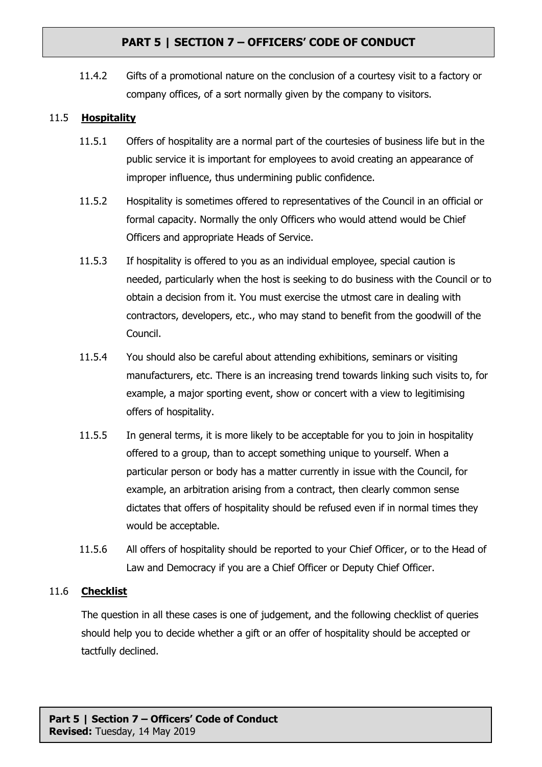11.4.2 Gifts of a promotional nature on the conclusion of a courtesy visit to a factory or company offices, of a sort normally given by the company to visitors.

### 11.5 **Hospitality**

11.5.1 Offers of hospitality are a normal part of the courtesies of business life but in the public service it is important for employees to avoid creating an appearance of improper influence, thus undermining public confidence.

11.5.2 Hospitality is sometimes offered to representatives of the Council in an official or formal capacity. Normally the only Officers who would attend would be Chief Officers and appropriate Heads of Service.

11.5.3 If hospitality is offered to you as an individual employee, special caution is needed, particularly when the host is seeking to do business with the Council or to obtain a decision from it. You must exercise the utmost care in dealing with contractors, developers, etc., who may stand to benefit from the goodwill of the Council.

11.5.4 You should also be careful about attending exhibitions, seminars or visiting manufacturers, etc. There is an increasing trend towards linking such visits to, for example, a major sporting event, show or concert with a view to legitimising offers of hospitality.

11.5.5 In general terms, it is more likely to be acceptable for you to join in hospitality offered to a group, than to accept something unique to yourself. When a particular person or body has a matter currently in issue with the Council, for example, an arbitration arising from a contract, then clearly common sense dictates that offers of hospitality should be refused even if in normal times they would be acceptable.

11.5.6 All offers of hospitality should be reported to your Chief Officer, or to the Head of Law and Democracy if you are a Chief Officer or Deputy Chief Officer.

### 11.6 **Checklist**

The question in all these cases is one of judgement, and the following checklist of queries should help you to decide whether a gift or an offer of hospitality should be accepted or tactfully declined.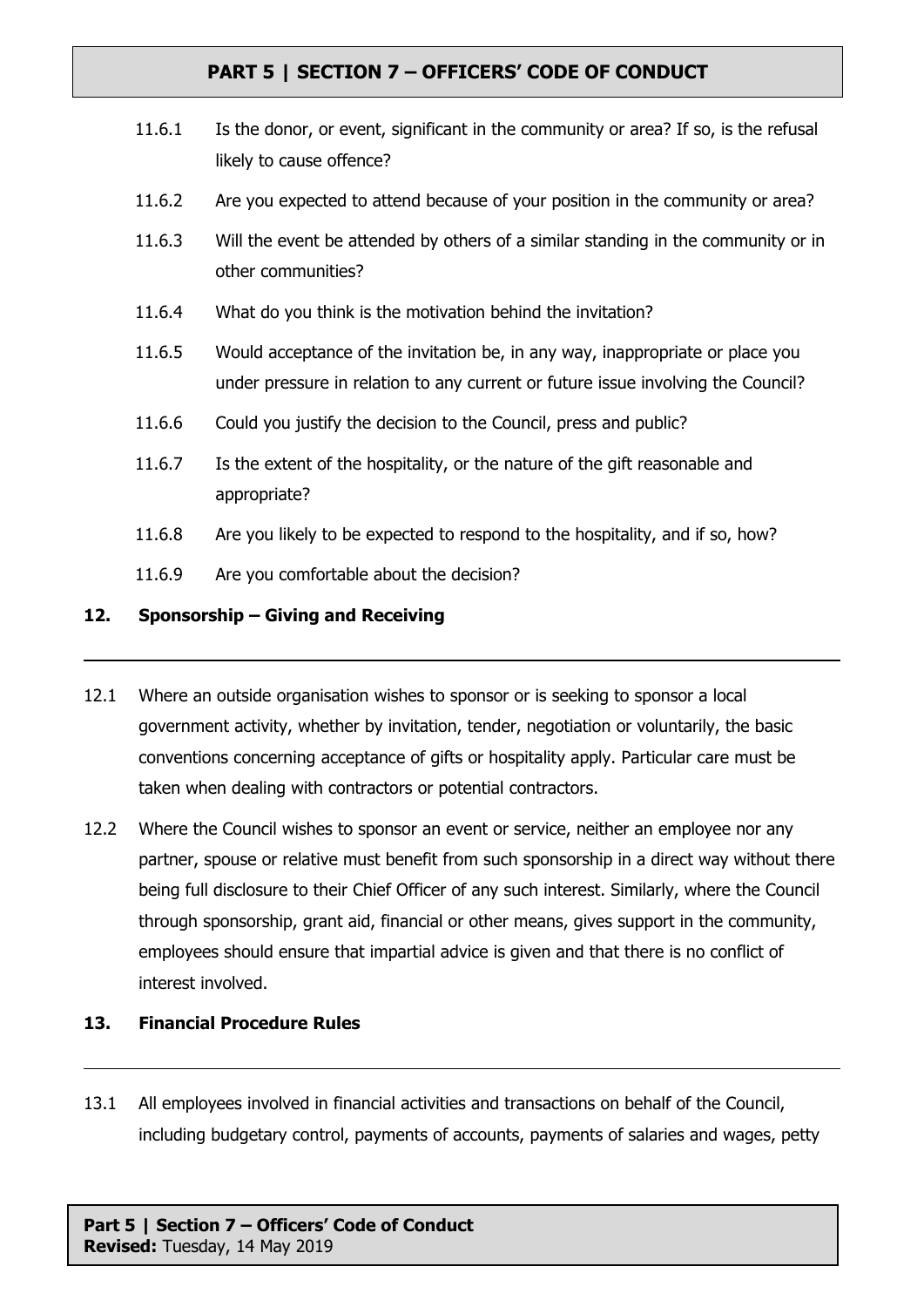11.6.1 Is the donor, or event, significant in the community or area? If so, is the refusal likely to cause offence?

11.6.2 Are you expected to attend because of your position in the community or area?

11.6.3 Will the event be attended by others of a similar standing in the community or in other communities?

11.6.4 What do you think is the motivation behind the invitation?

11.6.5 Would acceptance of the invitation be, in any way, inappropriate or place you under pressure in relation to any current or future issue involving the Council?

11.6.6 Could you justify the decision to the Council, press and public?

11.6.7 Is the extent of the hospitality, or the nature of the gift reasonable and appropriate?

11.6.8 Are you likely to be expected to respond to the hospitality, and if so, how?

11.6.9 Are you comfortable about the decision?

## 12. Sponsorship – Giving and Receiving

12.1 Where an outside organisation wishes to sponsor or is seeking to sponsor a local government activity, whether by invitation, tender, negotiation or voluntarily, the basic conventions concerning acceptance of gifts or hospitality apply. Particular care must be taken when dealing with contractors or potential contractors.

12.2 Where the Council wishes to sponsor an event or service, neither an employee nor any partner, spouse or relative must benefit from such sponsorship in a direct way without there being full disclosure to their Chief Officer of any such interest. Similarly, where the Council through sponsorship, grant aid, financial or other means, gives support in the community, employees should ensure that impartial advice is given and that there is no conflict of interest involved.

## 13. Financial Procedure Rules

13.1 All employees involved in financial activities and transactions on behalf of the Council, including budgetary control, payments of accounts, payments of salaries and wages, petty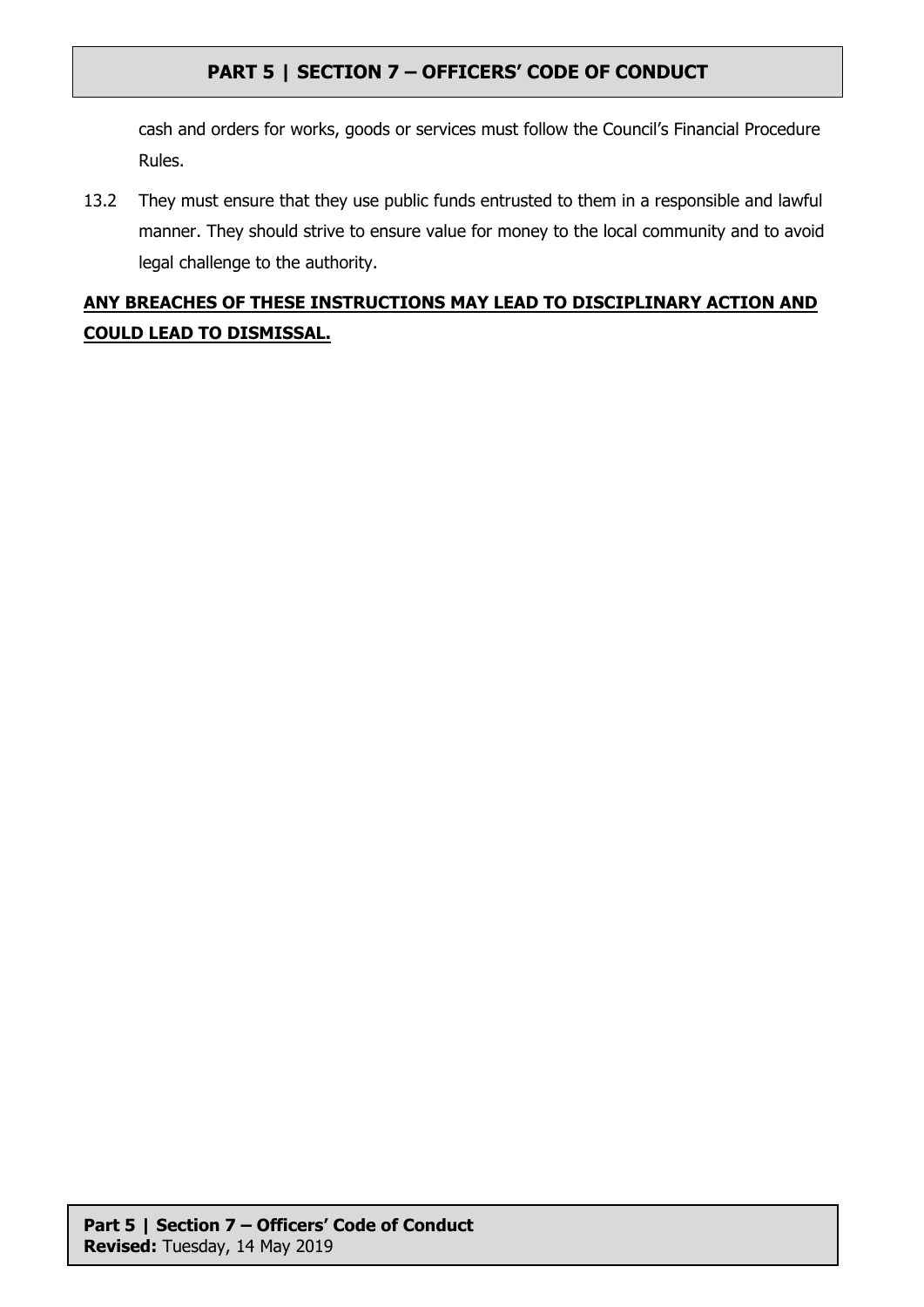cash and orders for works, goods or services must follow the Council's Financial Procedure Rules.

13.2 They must ensure that they use public funds entrusted to them in a responsible and lawful manner. They should strive to ensure value for money to the local community and to avoid legal challenge to the authority.

**ANY BREACHES OF THESE INSTRUCTIONS MAY LEAD TO DISCIPLINARY ACTION AND COULD LEAD TO DISMISSAL.**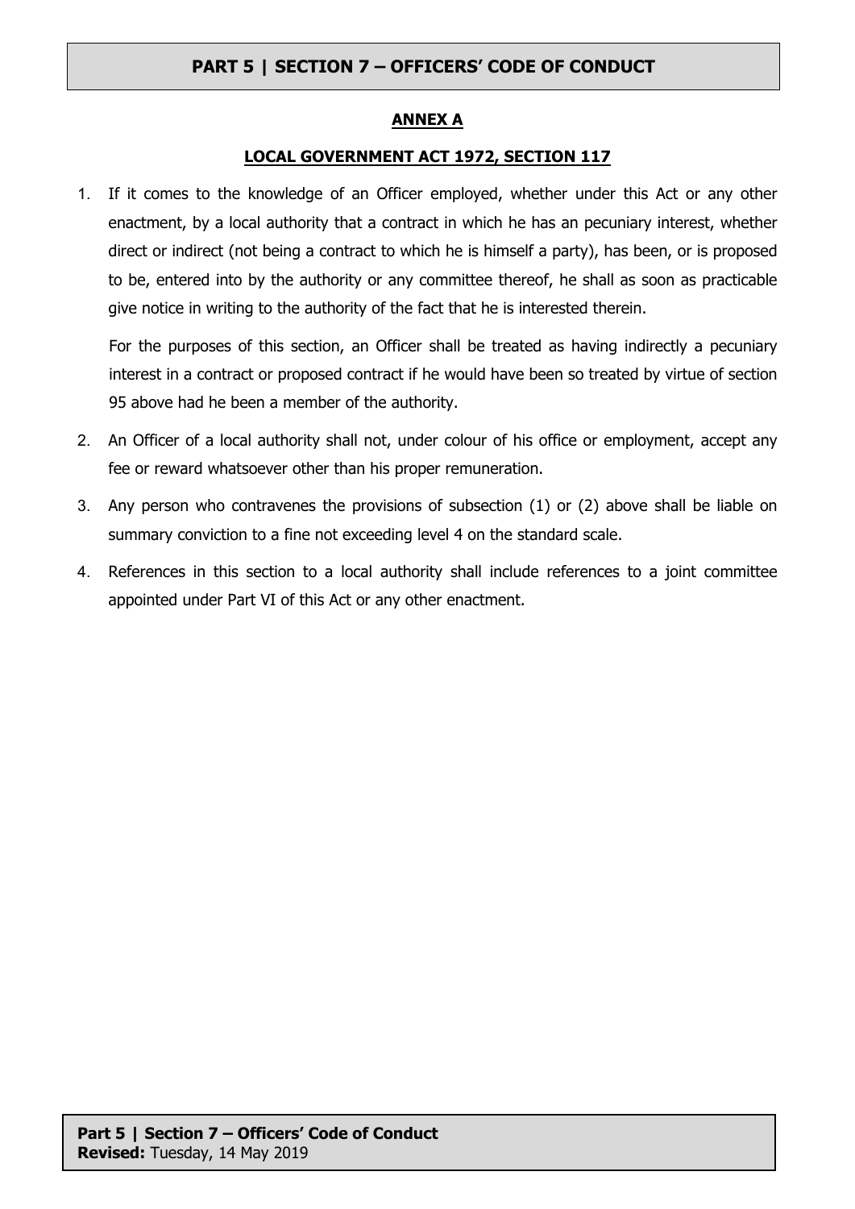## ANNEX A

## LOCAL GOVERNMENT ACT 1972, SECTION 117

1. If it comes to the knowledge of an Officer employed, whether under this Act or any other enactment, by a local authority that a contract in which he has an pecuniary interest, whether direct or indirect (not being a contract to which he is himself a party), has been, or is proposed to be, entered into by the authority or any committee thereof, he shall as soon as practicable give notice in writing to the authority of the fact that he is interested therein.

   For the purposes of this section, an Officer shall be treated as having indirectly a pecuniary interest in a contract or proposed contract if he would have been so treated by virtue of section 95 above had he been a member of the authority.

2. An Officer of a local authority shall not, under colour of his office or employment, accept any fee or reward whatsoever other than his proper remuneration.

3. Any person who contravenes the provisions of subsection (1) or (2) above shall be liable on summary conviction to a fine not exceeding level 4 on the standard scale.

4. References in this section to a local authority shall include references to a joint committee appointed under Part VI of this Act or any other enactment.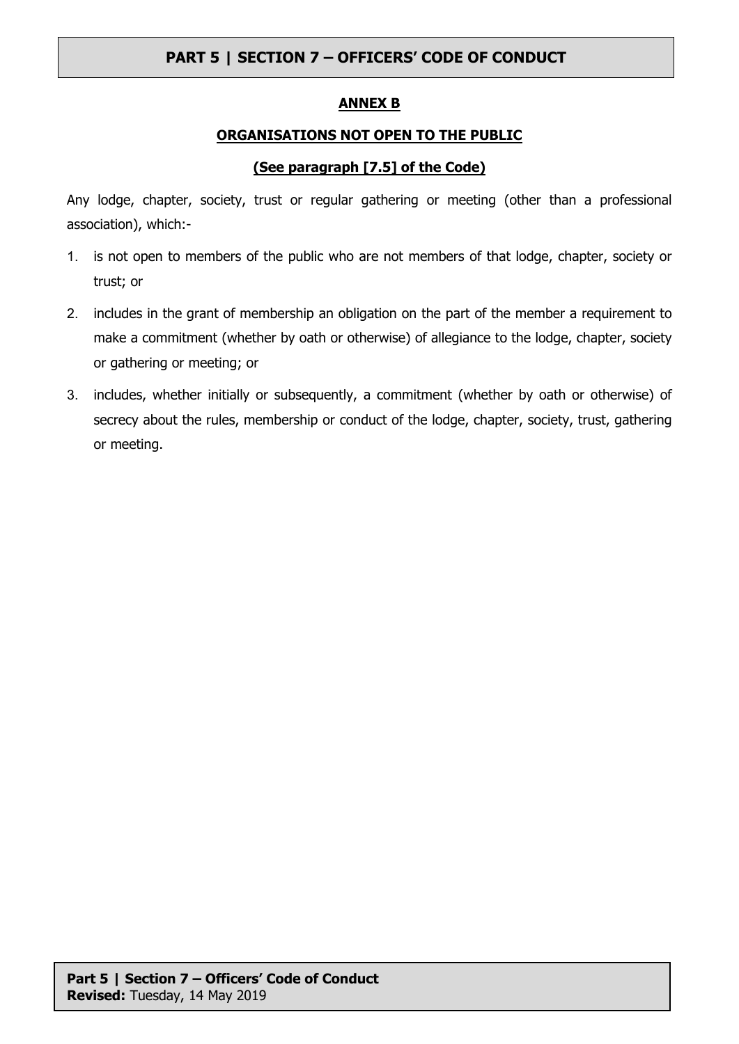## ANNEX B

### ORGANISATIONS NOT OPEN TO THE PUBLIC

**(See paragraph [7.5] of the Code)**

Any lodge, chapter, society, trust or regular gathering or meeting (other than a professional association), which:-

1. is not open to members of the public who are not members of that lodge, chapter, society or trust; or
2. includes in the grant of membership an obligation on the part of the member a requirement to make a commitment (whether by oath or otherwise) of allegiance to the lodge, chapter, society or gathering or meeting; or
3. includes, whether initially or subsequently, a commitment (whether by oath or otherwise) of secrecy about the rules, membership or conduct of the lodge, chapter, society, trust, gathering or meeting.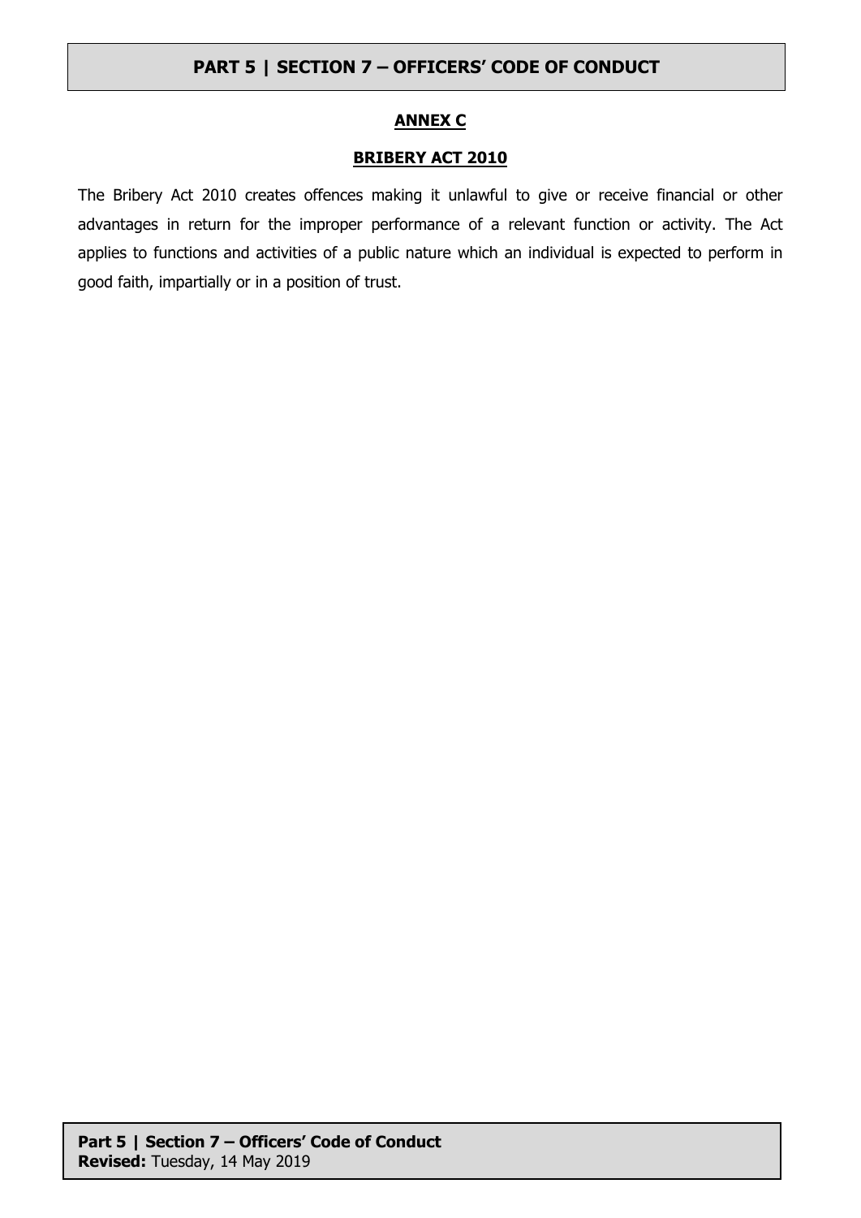## ANNEX C

## BRIBERY ACT 2010

The Bribery Act 2010 creates offences making it unlawful to give or receive financial or other advantages in return for the improper performance of a relevant function or activity. The Act applies to functions and activities of a public nature which an individual is expected to perform in good faith, impartially or in a position of trust.